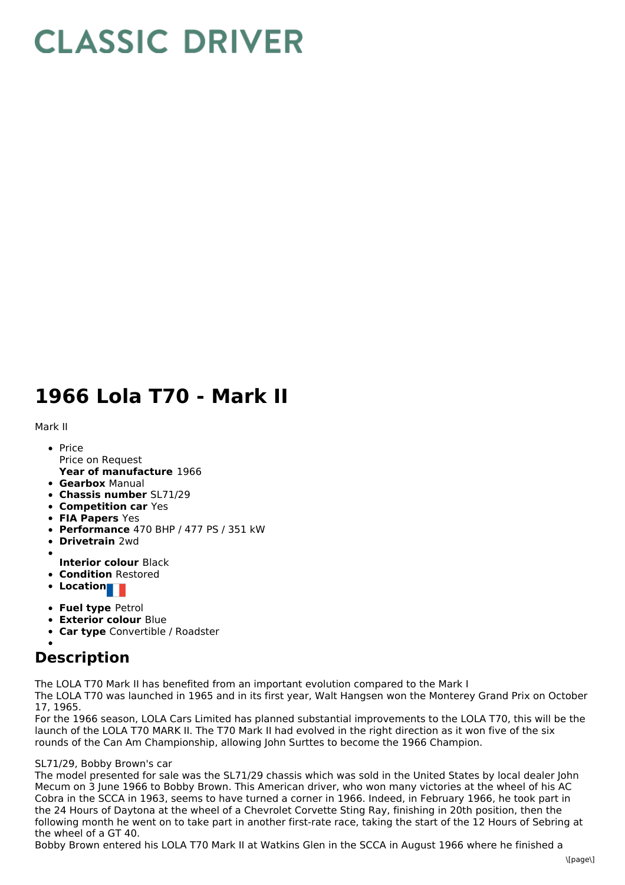# CLASSIC DRIVER

# 1966 Lola T70 - Mark II

Mark II

- Price
  Price on Request
  **Year of manufacture** 1966
- **Gearbox** Manual
- **Chassis number** SL71/29
- **Competition car** Yes
- **FIA Papers** Yes
- **Performance** 470 BHP / 477 PS / 351 kW
- **Drivetrain** 2wd
- **Interior colour** Black
- **Condition** Restored
- **Location**
- **Fuel type** Petrol
- **Exterior colour** Blue
- **Car type** Convertible / Roadster

## Description

The LOLA T70 Mark II has benefited from an important evolution compared to the Mark I
The LOLA T70 was launched in 1965 and in its first year, Walt Hangsen won the Monterey Grand Prix on October 17, 1965.
For the 1966 season, LOLA Cars Limited has planned substantial improvements to the LOLA T70, this will be the launch of the LOLA T70 MARK II. The T70 Mark II had evolved in the right direction as it won five of the six rounds of the Can Am Championship, allowing John Surttes to become the 1966 Champion.

SL71/29, Bobby Brown's car
The model presented for sale was the SL71/29 chassis which was sold in the United States by local dealer John Mecum on 3 June 1966 to Bobby Brown. This American driver, who won many victories at the wheel of his AC Cobra in the SCCA in 1963, seems to have turned a corner in 1966. Indeed, in February 1966, he took part in the 24 Hours of Daytona at the wheel of a Chevrolet Corvette Sting Ray, finishing in 20th position, then the following month he went on to take part in another first-rate race, taking the start of the 12 Hours of Sebring at the wheel of a GT 40.
Bobby Brown entered his LOLA T70 Mark II at Watkins Glen in the SCCA in August 1966 where he finished a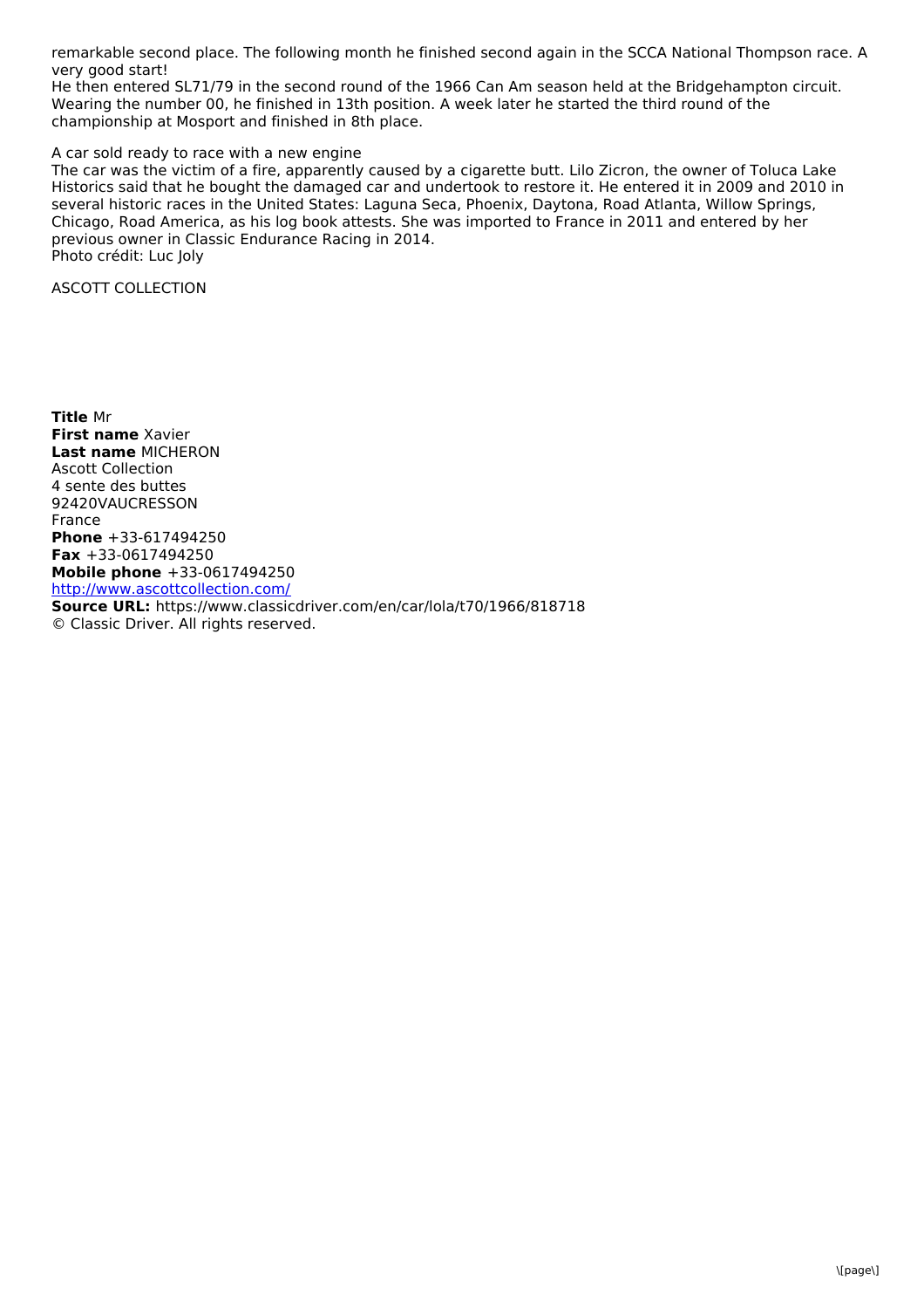remarkable second place. The following month he finished second again in the SCCA National Thompson race. A very good start!
He then entered SL71/79 in the second round of the 1966 Can Am season held at the Bridgehampton circuit. Wearing the number 00, he finished in 13th position. A week later he started the third round of the championship at Mosport and finished in 8th place.

A car sold ready to race with a new engine
The car was the victim of a fire, apparently caused by a cigarette butt. Lilo Zicron, the owner of Toluca Lake Historics said that he bought the damaged car and undertook to restore it. He entered it in 2009 and 2010 in several historic races in the United States: Laguna Seca, Phoenix, Daytona, Road Atlanta, Willow Springs, Chicago, Road America, as his log book attests. She was imported to France in 2011 and entered by her previous owner in Classic Endurance Racing in 2014.
Photo crédit: Luc Joly

ASCOTT COLLECTION

**Title** Mr
**First name** Xavier
**Last name** MICHERON
Ascott Collection
4 sente des buttes
92420VAUCRESSON
France
**Phone** +33-617494250
**Fax** +33-0617494250
**Mobile phone** +33-0617494250
http://www.ascottcollection.com/
**Source URL:** https://www.classicdriver.com/en/car/lola/t70/1966/818718
© Classic Driver. All rights reserved.